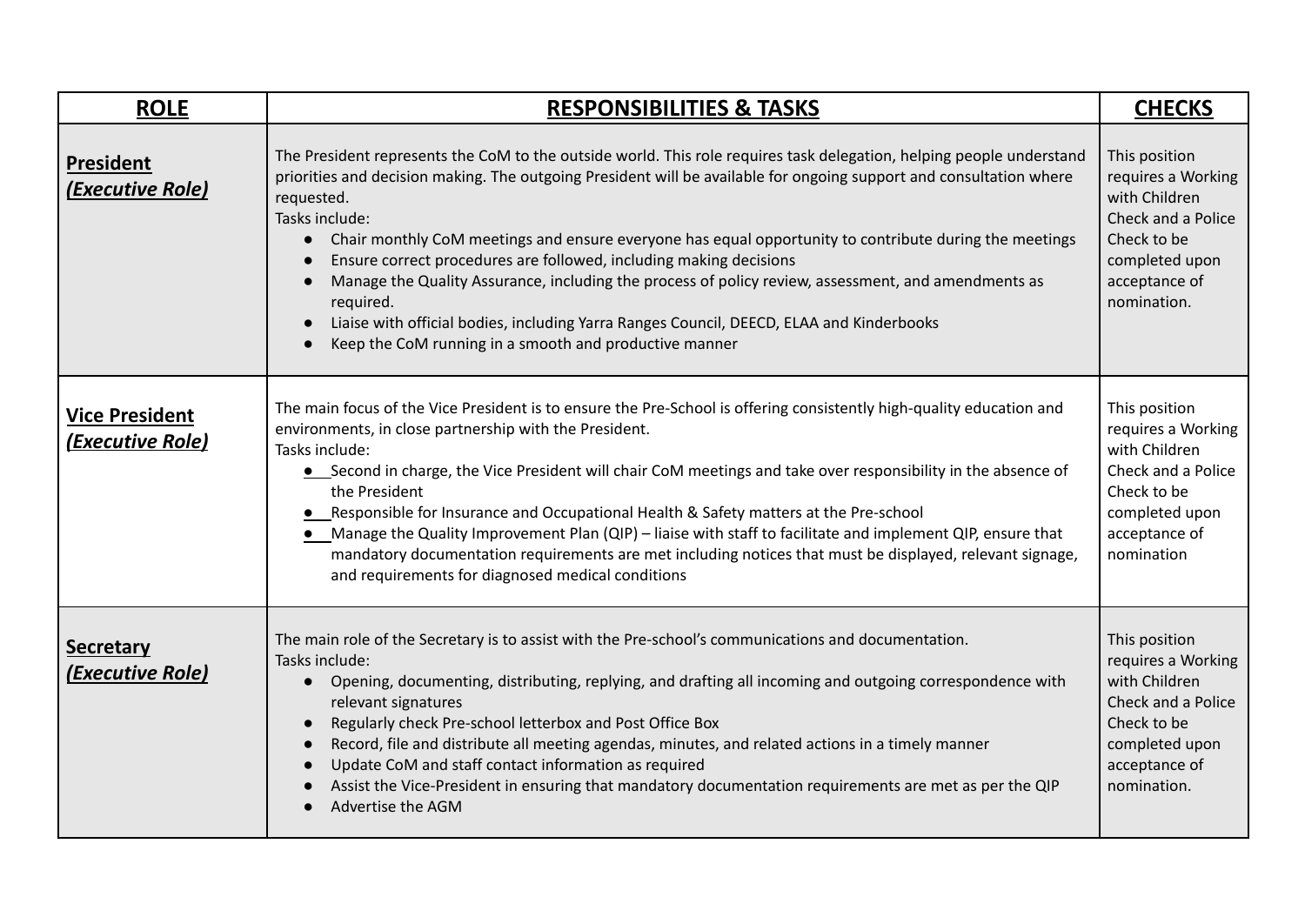| ROLE | RESPONSIBILITIES & TASKS | CHECKS |
|---|---|---|
| **President** ***(Executive Role)*** | The President represents the CoM to the outside world. This role requires task delegation, helping people understand priorities and decision making. The outgoing President will be available for ongoing support and consultation where requested.<br>Tasks include:<br>● Chair monthly CoM meetings and ensure everyone has equal opportunity to contribute during the meetings<br>● Ensure correct procedures are followed, including making decisions<br>● Manage the Quality Assurance, including the process of policy review, assessment, and amendments as required.<br>● Liaise with official bodies, including Yarra Ranges Council, DEECD, ELAA and Kinderbooks<br>● Keep the CoM running in a smooth and productive manner | This position requires a Working with Children Check and a Police Check to be completed upon acceptance of nomination. |
| **Vice President** ***(Executive Role)*** | The main focus of the Vice President is to ensure the Pre-School is offering consistently high-quality education and environments, in close partnership with the President.<br>Tasks include:<br>● Second in charge, the Vice President will chair CoM meetings and take over responsibility in the absence of the President<br>● Responsible for Insurance and Occupational Health & Safety matters at the Pre-school<br>● Manage the Quality Improvement Plan (QIP) – liaise with staff to facilitate and implement QIP, ensure that mandatory documentation requirements are met including notices that must be displayed, relevant signage, and requirements for diagnosed medical conditions | This position requires a Working with Children Check and a Police Check to be completed upon acceptance of nomination |
| **Secretary** ***(Executive Role)*** | The main role of the Secretary is to assist with the Pre-school's communications and documentation.<br>Tasks include:<br>● Opening, documenting, distributing, replying, and drafting all incoming and outgoing correspondence with relevant signatures<br>● Regularly check Pre-school letterbox and Post Office Box<br>● Record, file and distribute all meeting agendas, minutes, and related actions in a timely manner<br>● Update CoM and staff contact information as required<br>● Assist the Vice-President in ensuring that mandatory documentation requirements are met as per the QIP<br>● Advertise the AGM | This position requires a Working with Children Check and a Police Check to be completed upon acceptance of nomination. |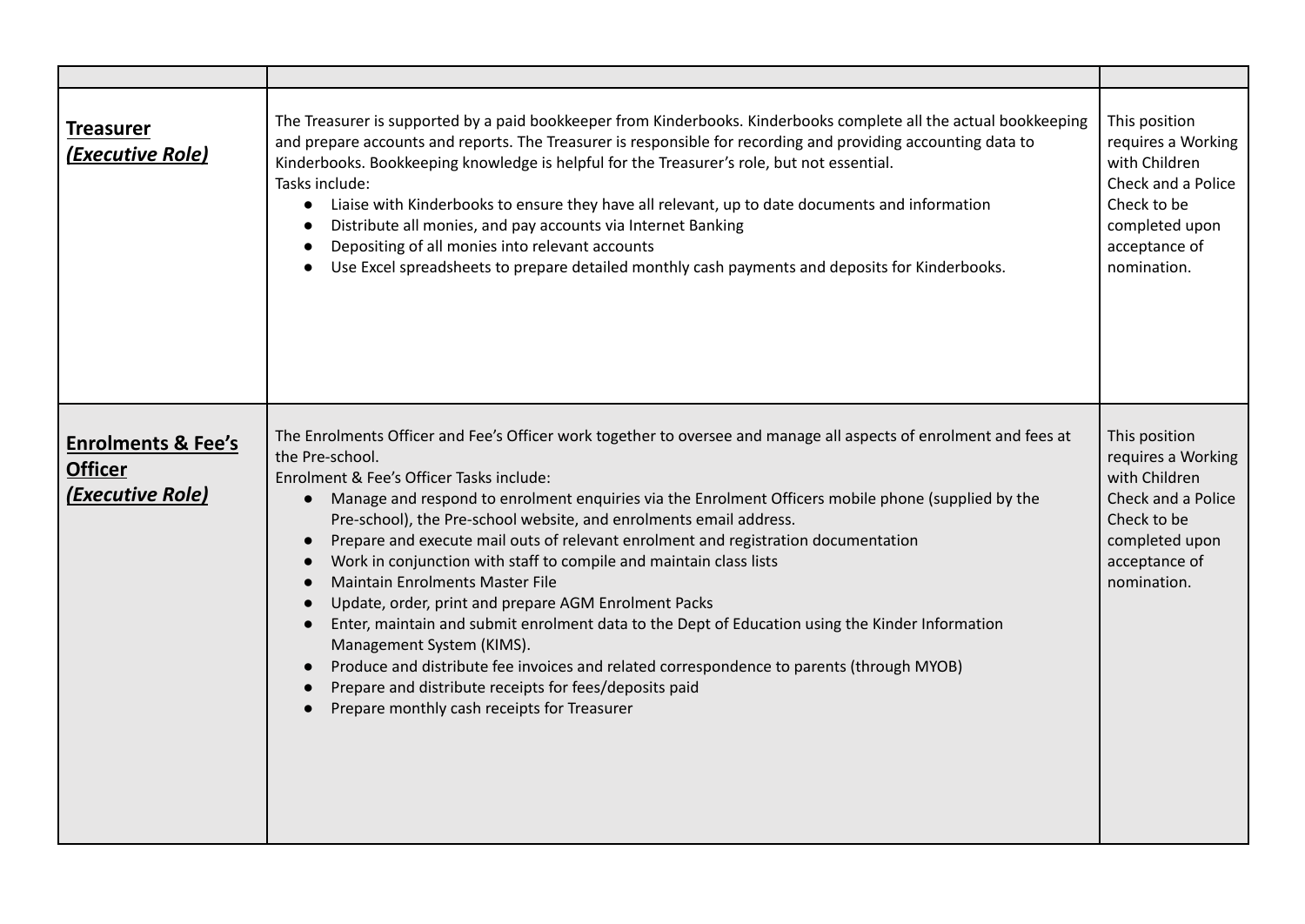| | | |
|---|---|---|
| **Treasurer** <br> ***(Executive Role)*** | The Treasurer is supported by a paid bookkeeper from Kinderbooks. Kinderbooks complete all the actual bookkeeping and prepare accounts and reports. The Treasurer is responsible for recording and providing accounting data to Kinderbooks. Bookkeeping knowledge is helpful for the Treasurer's role, but not essential.<br>Tasks include:<br>● Liaise with Kinderbooks to ensure they have all relevant, up to date documents and information<br>● Distribute all monies, and pay accounts via Internet Banking<br>● Depositing of all monies into relevant accounts<br>● Use Excel spreadsheets to prepare detailed monthly cash payments and deposits for Kinderbooks. | This position requires a Working with Children Check and a Police Check to be completed upon acceptance of nomination. |
| **Enrolments & Fee's Officer** <br> ***(Executive Role)*** | The Enrolments Officer and Fee's Officer work together to oversee and manage all aspects of enrolment and fees at the Pre-school.<br>Enrolment & Fee's Officer Tasks include:<br>● Manage and respond to enrolment enquiries via the Enrolment Officers mobile phone (supplied by the Pre-school), the Pre-school website, and enrolments email address.<br>● Prepare and execute mail outs of relevant enrolment and registration documentation<br>● Work in conjunction with staff to compile and maintain class lists<br>● Maintain Enrolments Master File<br>● Update, order, print and prepare AGM Enrolment Packs<br>● Enter, maintain and submit enrolment data to the Dept of Education using the Kinder Information Management System (KIMS).<br>● Produce and distribute fee invoices and related correspondence to parents (through MYOB)<br>● Prepare and distribute receipts for fees/deposits paid<br>● Prepare monthly cash receipts for Treasurer | This position requires a Working with Children Check and a Police Check to be completed upon acceptance of nomination. |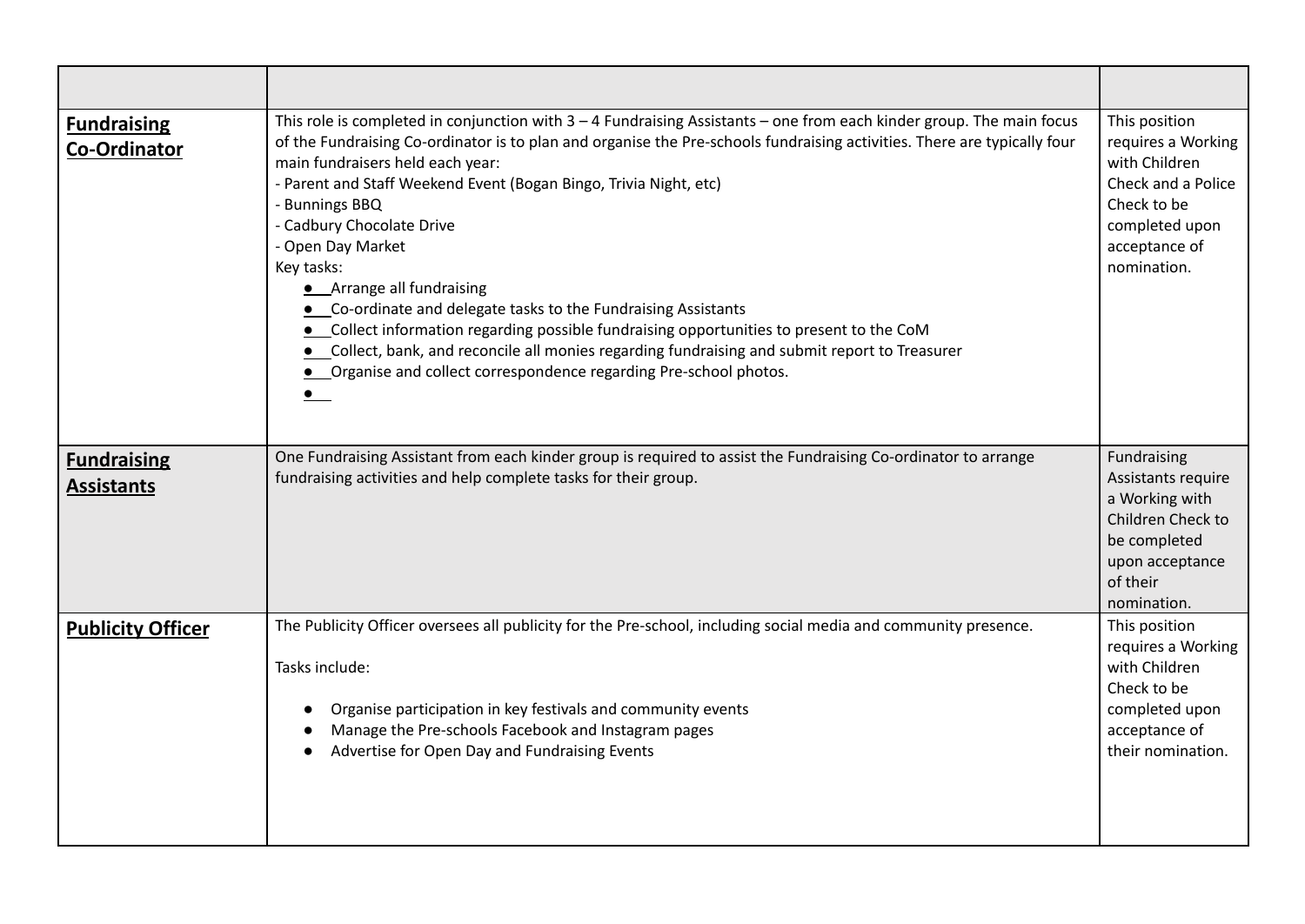| | | |
|---|---|---|
| **Fundraising Co-Ordinator** | This role is completed in conjunction with 3 – 4 Fundraising Assistants – one from each kinder group. The main focus of the Fundraising Co-ordinator is to plan and organise the Pre-schools fundraising activities. There are typically four main fundraisers held each year:<br>- Parent and Staff Weekend Event (Bogan Bingo, Trivia Night, etc)<br>- Bunnings BBQ<br>- Cadbury Chocolate Drive<br>- Open Day Market<br>Key tasks:<br>• Arrange all fundraising<br>• Co-ordinate and delegate tasks to the Fundraising Assistants<br>• Collect information regarding possible fundraising opportunities to present to the CoM<br>• Collect, bank, and reconcile all monies regarding fundraising and submit report to Treasurer<br>• Organise and collect correspondence regarding Pre-school photos.<br>• | This position requires a Working with Children Check and a Police Check to be completed upon acceptance of nomination. |
| **Fundraising Assistants** | One Fundraising Assistant from each kinder group is required to assist the Fundraising Co-ordinator to arrange fundraising activities and help complete tasks for their group. | Fundraising Assistants require a Working with Children Check to be completed upon acceptance of their nomination. |
| **Publicity Officer** | The Publicity Officer oversees all publicity for the Pre-school, including social media and community presence.<br><br>Tasks include:<br><br>• Organise participation in key festivals and community events<br>• Manage the Pre-schools Facebook and Instagram pages<br>• Advertise for Open Day and Fundraising Events | This position requires a Working with Children Check to be completed upon acceptance of their nomination. |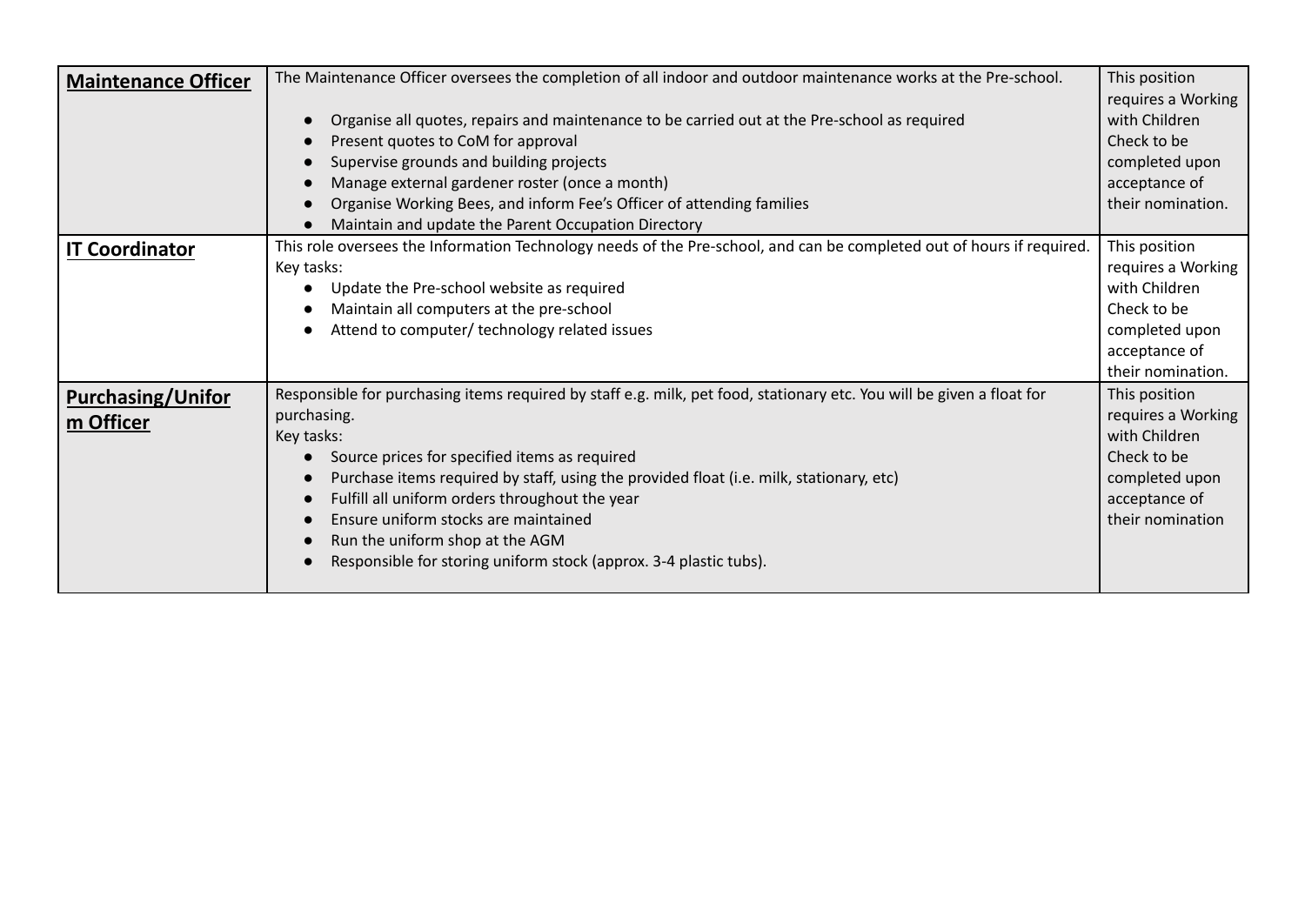| | | |
|---|---|---|
| **Maintenance Officer** | The Maintenance Officer oversees the completion of all indoor and outdoor maintenance works at the Pre-school.<br><br>• Organise all quotes, repairs and maintenance to be carried out at the Pre-school as required<br>• Present quotes to CoM for approval<br>• Supervise grounds and building projects<br>• Manage external gardener roster (once a month)<br>• Organise Working Bees, and inform Fee's Officer of attending families<br>• Maintain and update the Parent Occupation Directory | This position requires a Working with Children Check to be completed upon acceptance of their nomination. |
| **IT Coordinator** | This role oversees the Information Technology needs of the Pre-school, and can be completed out of hours if required.<br>Key tasks:<br>• Update the Pre-school website as required<br>• Maintain all computers at the pre-school<br>• Attend to computer/ technology related issues | This position requires a Working with Children Check to be completed upon acceptance of their nomination. |
| **Purchasing/Uniform Officer** | Responsible for purchasing items required by staff e.g. milk, pet food, stationary etc. You will be given a float for purchasing.<br>Key tasks:<br>• Source prices for specified items as required<br>• Purchase items required by staff, using the provided float (i.e. milk, stationary, etc)<br>• Fulfill all uniform orders throughout the year<br>• Ensure uniform stocks are maintained<br>• Run the uniform shop at the AGM<br>• Responsible for storing uniform stock (approx. 3-4 plastic tubs). | This position requires a Working with Children Check to be completed upon acceptance of their nomination |